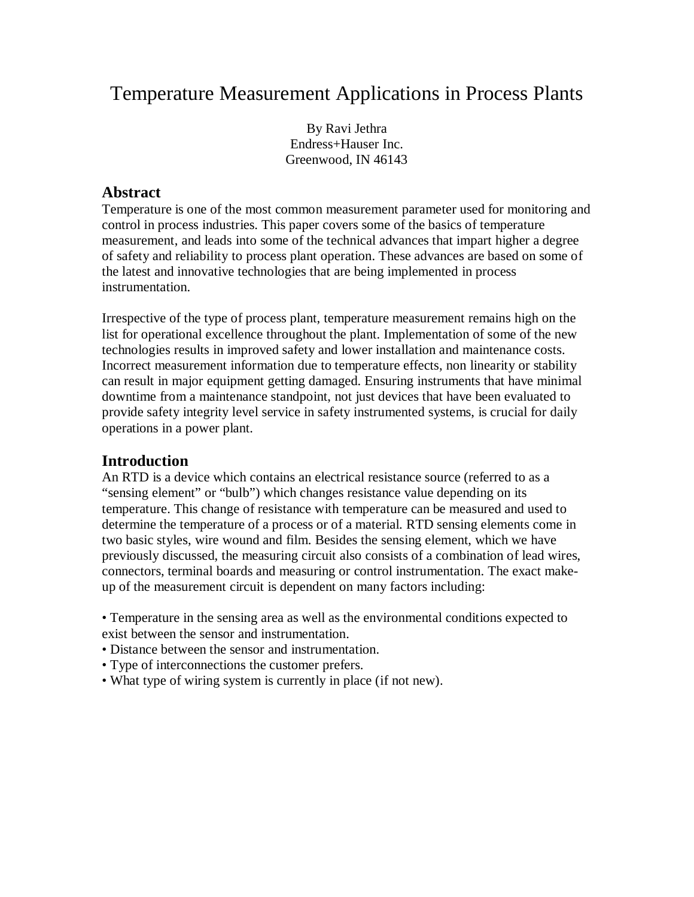# Temperature Measurement Applications in Process Plants

By Ravi Jethra
Endress+Hauser Inc.
Greenwood, IN 46143

## Abstract

Temperature is one of the most common measurement parameter used for monitoring and control in process industries. This paper covers some of the basics of temperature measurement, and leads into some of the technical advances that impart higher a degree of safety and reliability to process plant operation. These advances are based on some of the latest and innovative technologies that are being implemented in process instrumentation.

Irrespective of the type of process plant, temperature measurement remains high on the list for operational excellence throughout the plant. Implementation of some of the new technologies results in improved safety and lower installation and maintenance costs. Incorrect measurement information due to temperature effects, non linearity or stability can result in major equipment getting damaged. Ensuring instruments that have minimal downtime from a maintenance standpoint, not just devices that have been evaluated to provide safety integrity level service in safety instrumented systems, is crucial for daily operations in a power plant.

## Introduction

An RTD is a device which contains an electrical resistance source (referred to as a "sensing element" or "bulb") which changes resistance value depending on its temperature. This change of resistance with temperature can be measured and used to determine the temperature of a process or of a material. RTD sensing elements come in two basic styles, wire wound and film. Besides the sensing element, which we have previously discussed, the measuring circuit also consists of a combination of lead wires, connectors, terminal boards and measuring or control instrumentation. The exact make-up of the measurement circuit is dependent on many factors including:

- Temperature in the sensing area as well as the environmental conditions expected to exist between the sensor and instrumentation.
- Distance between the sensor and instrumentation.
- Type of interconnections the customer prefers.
- What type of wiring system is currently in place (if not new).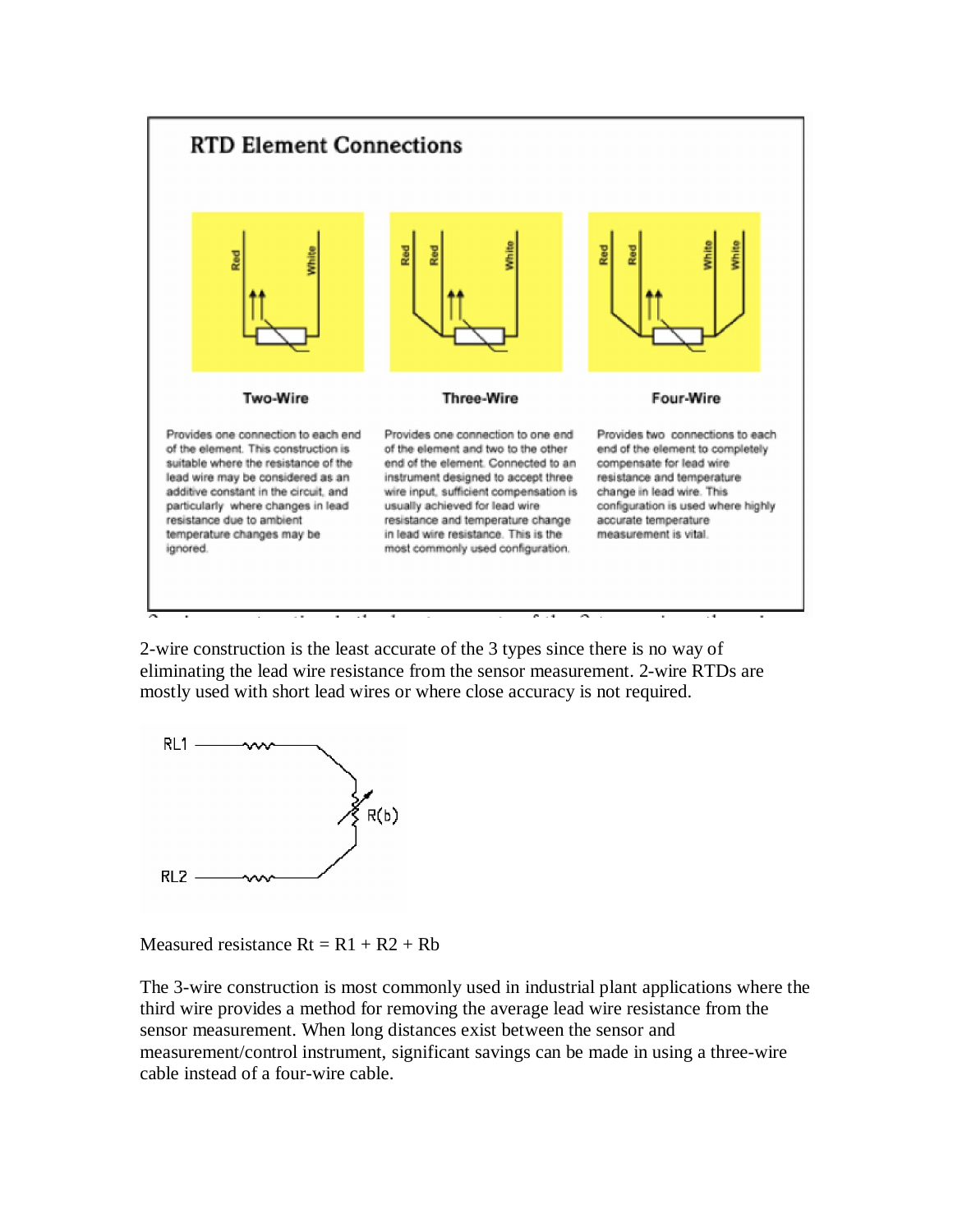## RTD Element Connections

**Two-Wire**

Provides one connection to each end of the element. This construction is suitable where the resistance of the lead wire may be considered as an additive constant in the circuit, and particularly where changes in lead resistance due to ambient temperature changes may be ignored.

**Three-Wire**

Provides one connection to one end of the element and two to the other end of the element. Connected to an instrument designed to accept three wire input, sufficient compensation is usually achieved for lead wire resistance and temperature change in lead wire resistance. This is the most commonly used configuration.

**Four-Wire**

Provides two connections to each end of the element to completely compensate for lead wire resistance and temperature change in lead wire. This configuration is used where highly accurate temperature measurement is vital.

2-wire construction is the least accurate of the 3 types since there is no way of eliminating the lead wire resistance from the sensor measurement. 2-wire RTDs are mostly used with short lead wires or where close accuracy is not required.

Measured resistance Rt = R1 + R2 + Rb

The 3-wire construction is most commonly used in industrial plant applications where the third wire provides a method for removing the average lead wire resistance from the sensor measurement. When long distances exist between the sensor and measurement/control instrument, significant savings can be made in using a three-wire cable instead of a four-wire cable.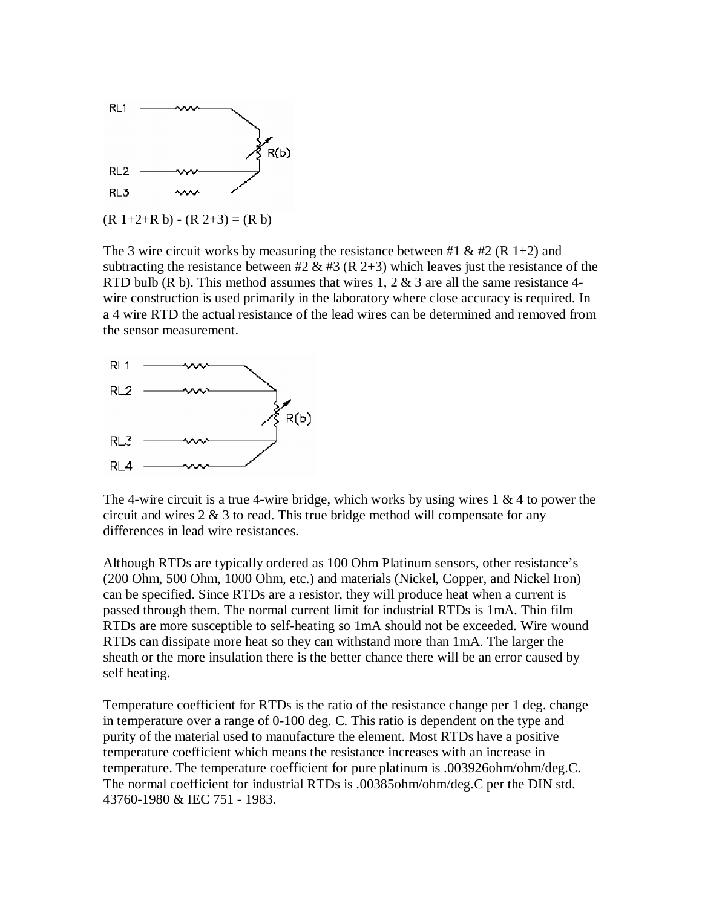(R 1+2+R b) - (R 2+3) = (R b)

The 3 wire circuit works by measuring the resistance between #1 & #2 (R 1+2) and subtracting the resistance between #2 & #3 (R 2+3) which leaves just the resistance of the RTD bulb (R b). This method assumes that wires 1, 2 & 3 are all the same resistance 4-wire construction is used primarily in the laboratory where close accuracy is required. In a 4 wire RTD the actual resistance of the lead wires can be determined and removed from the sensor measurement.

The 4-wire circuit is a true 4-wire bridge, which works by using wires 1 & 4 to power the circuit and wires 2 & 3 to read. This true bridge method will compensate for any differences in lead wire resistances.

Although RTDs are typically ordered as 100 Ohm Platinum sensors, other resistance's (200 Ohm, 500 Ohm, 1000 Ohm, etc.) and materials (Nickel, Copper, and Nickel Iron) can be specified. Since RTDs are a resistor, they will produce heat when a current is passed through them. The normal current limit for industrial RTDs is 1mA. Thin film RTDs are more susceptible to self-heating so 1mA should not be exceeded. Wire wound RTDs can dissipate more heat so they can withstand more than 1mA. The larger the sheath or the more insulation there is the better chance there will be an error caused by self heating.

Temperature coefficient for RTDs is the ratio of the resistance change per 1 deg. change in temperature over a range of 0-100 deg. C. This ratio is dependent on the type and purity of the material used to manufacture the element. Most RTDs have a positive temperature coefficient which means the resistance increases with an increase in temperature. The temperature coefficient for pure platinum is .003926ohm/ohm/deg.C. The normal coefficient for industrial RTDs is .00385ohm/ohm/deg.C per the DIN std. 43760-1980 & IEC 751 - 1983.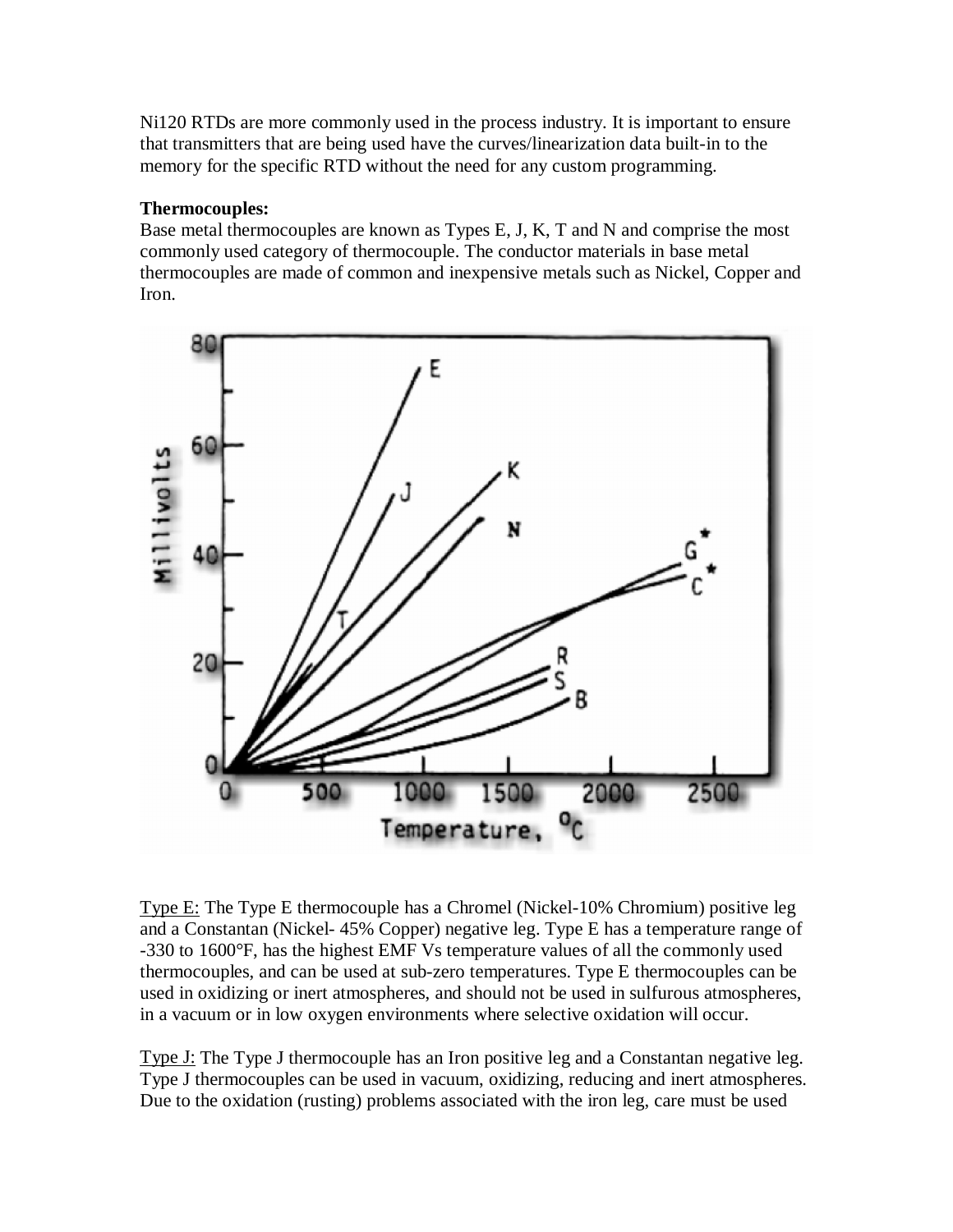Ni120 RTDs are more commonly used in the process industry. It is important to ensure that transmitters that are being used have the curves/linearization data built-in to the memory for the specific RTD without the need for any custom programming.

**Thermocouples:**
Base metal thermocouples are known as Types E, J, K, T and N and comprise the most commonly used category of thermocouple. The conductor materials in base metal thermocouples are made of common and inexpensive metals such as Nickel, Copper and Iron.

Type E: The Type E thermocouple has a Chromel (Nickel-10% Chromium) positive leg and a Constantan (Nickel- 45% Copper) negative leg. Type E has a temperature range of -330 to 1600°F, has the highest EMF Vs temperature values of all the commonly used thermocouples, and can be used at sub-zero temperatures. Type E thermocouples can be used in oxidizing or inert atmospheres, and should not be used in sulfurous atmospheres, in a vacuum or in low oxygen environments where selective oxidation will occur.

Type J: The Type J thermocouple has an Iron positive leg and a Constantan negative leg. Type J thermocouples can be used in vacuum, oxidizing, reducing and inert atmospheres. Due to the oxidation (rusting) problems associated with the iron leg, care must be used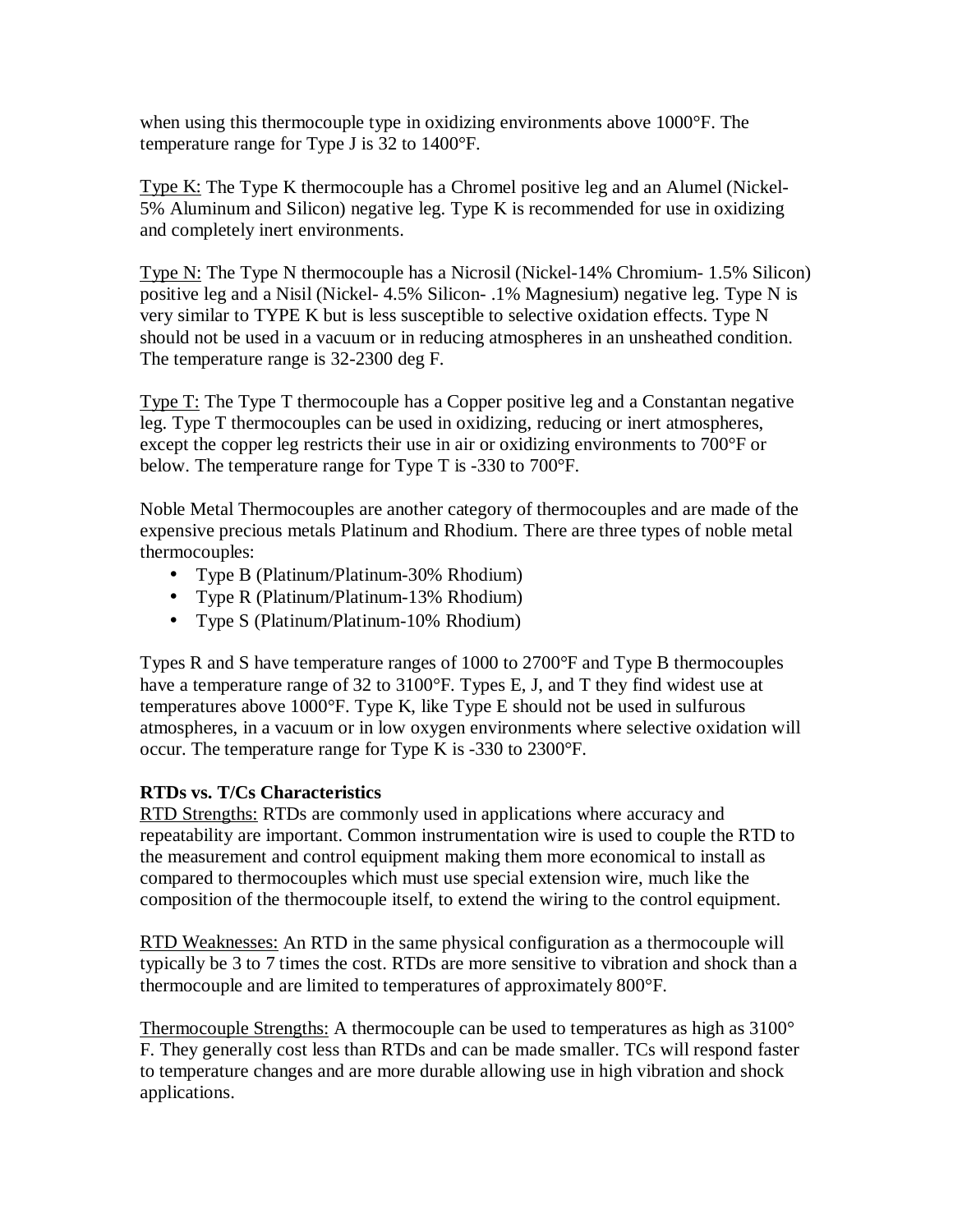when using this thermocouple type in oxidizing environments above 1000°F. The temperature range for Type J is 32 to 1400°F.

<u>Type K:</u> The Type K thermocouple has a Chromel positive leg and an Alumel (Nickel-5% Aluminum and Silicon) negative leg. Type K is recommended for use in oxidizing and completely inert environments.

<u>Type N:</u> The Type N thermocouple has a Nicrosil (Nickel-14% Chromium- 1.5% Silicon) positive leg and a Nisil (Nickel- 4.5% Silicon- .1% Magnesium) negative leg. Type N is very similar to TYPE K but is less susceptible to selective oxidation effects. Type N should not be used in a vacuum or in reducing atmospheres in an unsheathed condition. The temperature range is 32-2300 deg F.

<u>Type T:</u> The Type T thermocouple has a Copper positive leg and a Constantan negative leg. Type T thermocouples can be used in oxidizing, reducing or inert atmospheres, except the copper leg restricts their use in air or oxidizing environments to 700°F or below. The temperature range for Type T is -330 to 700°F.

Noble Metal Thermocouples are another category of thermocouples and are made of the expensive precious metals Platinum and Rhodium. There are three types of noble metal thermocouples:

- Type B (Platinum/Platinum-30% Rhodium)
- Type R (Platinum/Platinum-13% Rhodium)
- Type S (Platinum/Platinum-10% Rhodium)

Types R and S have temperature ranges of 1000 to 2700°F and Type B thermocouples have a temperature range of 32 to 3100°F. Types E, J, and T they find widest use at temperatures above 1000°F. Type K, like Type E should not be used in sulfurous atmospheres, in a vacuum or in low oxygen environments where selective oxidation will occur. The temperature range for Type K is -330 to 2300°F.

**RTDs vs. T/Cs Characteristics**

<u>RTD Strengths:</u> RTDs are commonly used in applications where accuracy and repeatability are important. Common instrumentation wire is used to couple the RTD to the measurement and control equipment making them more economical to install as compared to thermocouples which must use special extension wire, much like the composition of the thermocouple itself, to extend the wiring to the control equipment.

<u>RTD Weaknesses:</u> An RTD in the same physical configuration as a thermocouple will typically be 3 to 7 times the cost. RTDs are more sensitive to vibration and shock than a thermocouple and are limited to temperatures of approximately 800°F.

<u>Thermocouple Strengths:</u> A thermocouple can be used to temperatures as high as 3100° F. They generally cost less than RTDs and can be made smaller. TCs will respond faster to temperature changes and are more durable allowing use in high vibration and shock applications.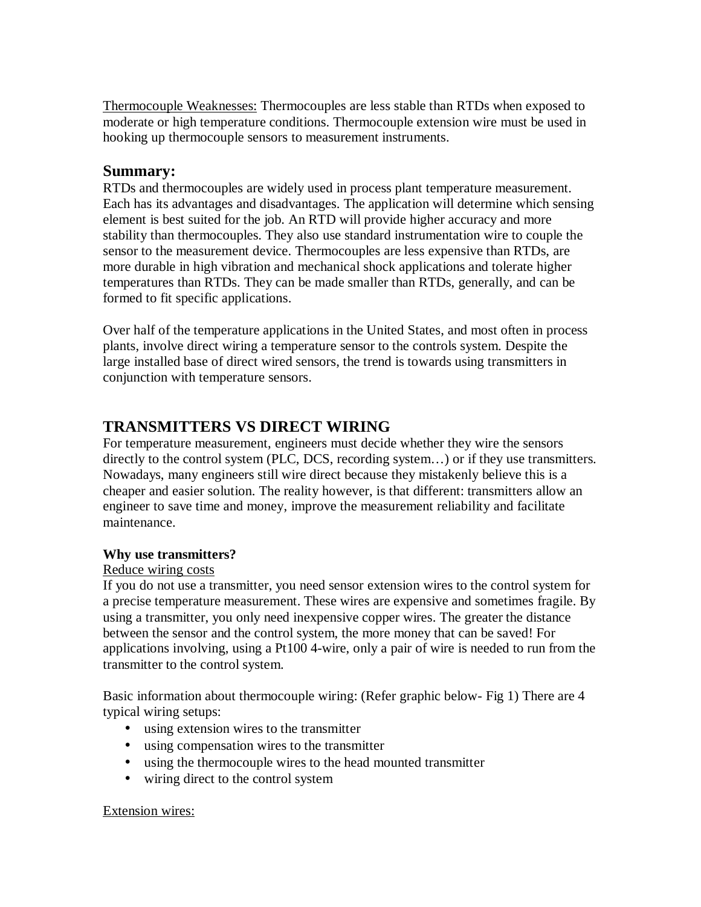Thermocouple Weaknesses: Thermocouples are less stable than RTDs when exposed to moderate or high temperature conditions. Thermocouple extension wire must be used in hooking up thermocouple sensors to measurement instruments.

## Summary:

RTDs and thermocouples are widely used in process plant temperature measurement. Each has its advantages and disadvantages. The application will determine which sensing element is best suited for the job. An RTD will provide higher accuracy and more stability than thermocouples. They also use standard instrumentation wire to couple the sensor to the measurement device. Thermocouples are less expensive than RTDs, are more durable in high vibration and mechanical shock applications and tolerate higher temperatures than RTDs. They can be made smaller than RTDs, generally, and can be formed to fit specific applications.

Over half of the temperature applications in the United States, and most often in process plants, involve direct wiring a temperature sensor to the controls system. Despite the large installed base of direct wired sensors, the trend is towards using transmitters in conjunction with temperature sensors.

## TRANSMITTERS VS DIRECT WIRING

For temperature measurement, engineers must decide whether they wire the sensors directly to the control system (PLC, DCS, recording system…) or if they use transmitters. Nowadays, many engineers still wire direct because they mistakenly believe this is a cheaper and easier solution. The reality however, is that different: transmitters allow an engineer to save time and money, improve the measurement reliability and facilitate maintenance.

**Why use transmitters?**

Reduce wiring costs

If you do not use a transmitter, you need sensor extension wires to the control system for a precise temperature measurement. These wires are expensive and sometimes fragile. By using a transmitter, you only need inexpensive copper wires. The greater the distance between the sensor and the control system, the more money that can be saved! For applications involving, using a Pt100 4-wire, only a pair of wire is needed to run from the transmitter to the control system.

Basic information about thermocouple wiring: (Refer graphic below- Fig 1) There are 4 typical wiring setups:

- using extension wires to the transmitter
- using compensation wires to the transmitter
- using the thermocouple wires to the head mounted transmitter
- wiring direct to the control system

Extension wires: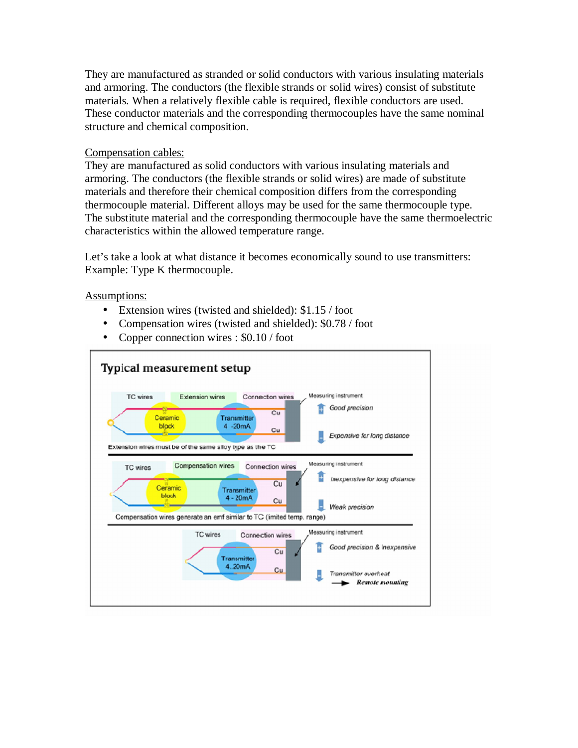They are manufactured as stranded or solid conductors with various insulating materials and armoring. The conductors (the flexible strands or solid wires) consist of substitute materials. When a relatively flexible cable is required, flexible conductors are used. These conductor materials and the corresponding thermocouples have the same nominal structure and chemical composition.

<u>Compensation cables:</u>
They are manufactured as solid conductors with various insulating materials and armoring. The conductors (the flexible strands or solid wires) are made of substitute materials and therefore their chemical composition differs from the corresponding thermocouple material. Different alloys may be used for the same thermocouple type. The substitute material and the corresponding thermocouple have the same thermoelectric characteristics within the allowed temperature range.

Let's take a look at what distance it becomes economically sound to use transmitters:
Example: Type K thermocouple.

<u>Assumptions:</u>

- Extension wires (twisted and shielded): $1.15 / foot
- Compensation wires (twisted and shielded): $0.78 / foot
- Copper connection wires : $0.10 / foot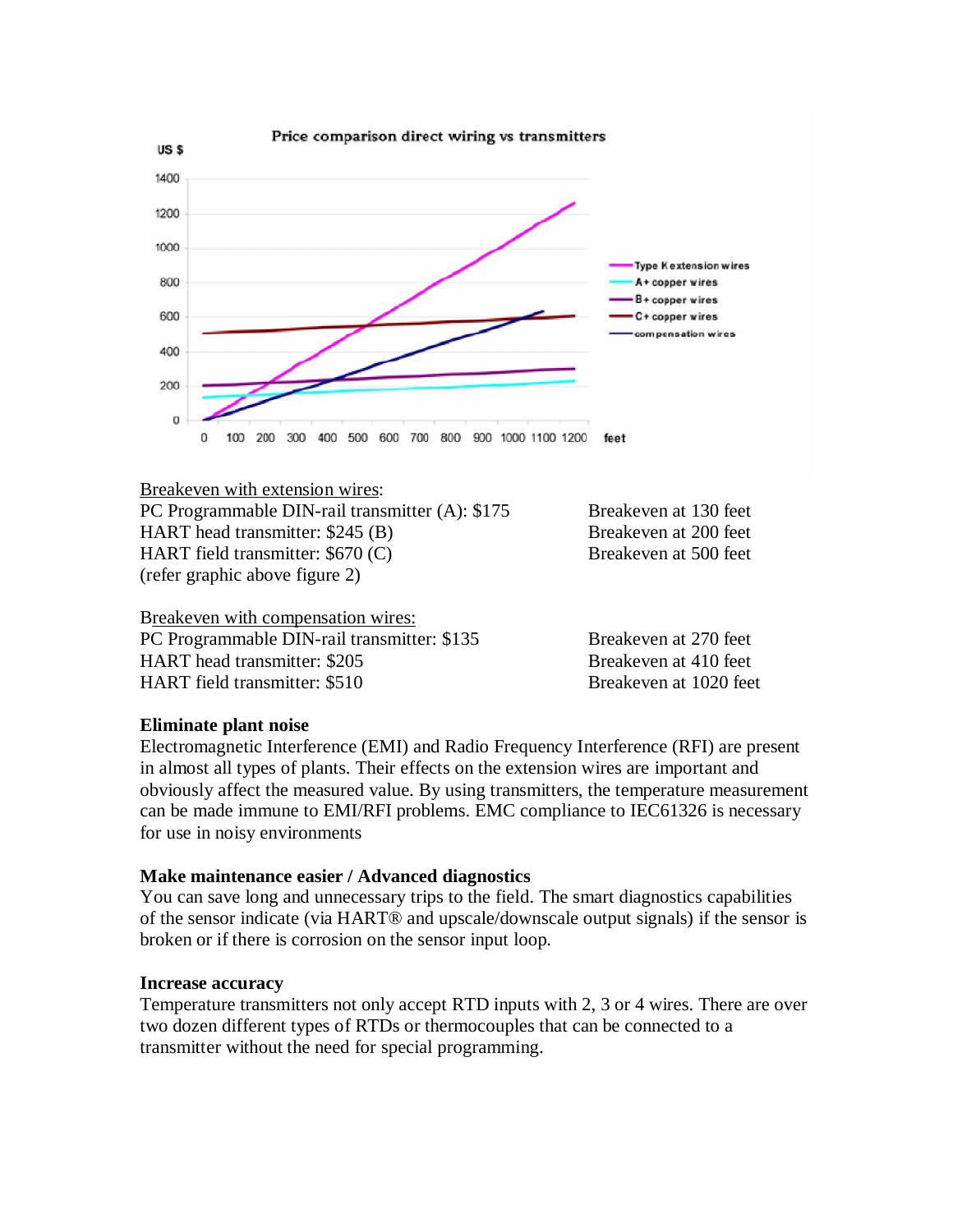Breakeven with extension wires:

| | |
|---|---|
| PC Programmable DIN-rail transmitter (A): $175 | Breakeven at 130 feet |
| HART head transmitter: $245 (B) | Breakeven at 200 feet |
| HART field transmitter: $670 (C) | Breakeven at 500 feet |

(refer graphic above figure 2)

Breakeven with compensation wires:

| | |
|---|---|
| PC Programmable DIN-rail transmitter: $135 | Breakeven at 270 feet |
| HART head transmitter: $205 | Breakeven at 410 feet |
| HART field transmitter: $510 | Breakeven at 1020 feet |

**Eliminate plant noise**

Electromagnetic Interference (EMI) and Radio Frequency Interference (RFI) are present in almost all types of plants. Their effects on the extension wires are important and obviously affect the measured value. By using transmitters, the temperature measurement can be made immune to EMI/RFI problems. EMC compliance to IEC61326 is necessary for use in noisy environments

**Make maintenance easier / Advanced diagnostics**

You can save long and unnecessary trips to the field. The smart diagnostics capabilities of the sensor indicate (via HART® and upscale/downscale output signals) if the sensor is broken or if there is corrosion on the sensor input loop.

**Increase accuracy**

Temperature transmitters not only accept RTD inputs with 2, 3 or 4 wires. There are over two dozen different types of RTDs or thermocouples that can be connected to a transmitter without the need for special programming.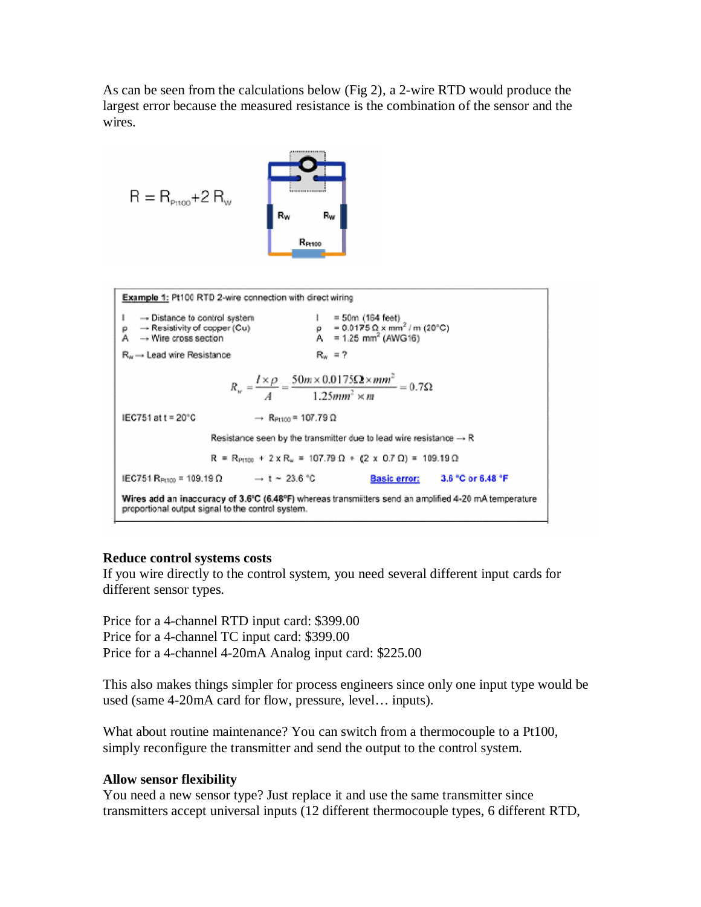As can be seen from the calculations below (Fig 2), a 2-wire RTD would produce the largest error because the measured resistance is the combination of the sensor and the wires.

$$R = R_{Pt100} + 2\,R_W$$

**Example 1:** Pt100 RTD 2-wire connection with direct wiring

| | | | |
|---|---|---|---|
| l | → Distance to control system | l | = 50m (164 feet) |
| ρ | → Resistivity of copper (Cu) | ρ | = 0.0175 Ω x mm² / m (20°C) |
| A | → Wire cross section | A | = 1.25 mm² (AWG16) |
| $R_w$ | → Lead wire Resistance | $R_w$ | = ? |

$$R_w = \frac{l \times \rho}{A} = \frac{50m \times 0.0175\Omega \times mm^2}{1.25mm^2 \times m} = 0.7\Omega$$

IEC751 at t = 20°C → $R_{Pt100}$ = 107.79 Ω

Resistance seen by the transmitter due to lead wire resistance → R

$$R = R_{Pt100} + 2 \times R_w = 107.79\,\Omega + (2 \times 0.7\,\Omega) = 109.19\,\Omega$$

IEC751 $R_{Pt100}$ = 109.19 Ω → t ~ 23.6 °C **Basic error: 3.6 °C or 6.48 °F**

**Wires add an inaccuracy of 3.6°C (6.48°F)** whereas transmitters send an amplified 4-20 mA temperature proportional output signal to the control system.

**Reduce control systems costs**

If you wire directly to the control system, you need several different input cards for different sensor types.

Price for a 4-channel RTD input card: $399.00
Price for a 4-channel TC input card: $399.00
Price for a 4-channel 4-20mA Analog input card: $225.00

This also makes things simpler for process engineers since only one input type would be used (same 4-20mA card for flow, pressure, level… inputs).

What about routine maintenance? You can switch from a thermocouple to a Pt100, simply reconfigure the transmitter and send the output to the control system.

**Allow sensor flexibility**

You need a new sensor type? Just replace it and use the same transmitter since transmitters accept universal inputs (12 different thermocouple types, 6 different RTD,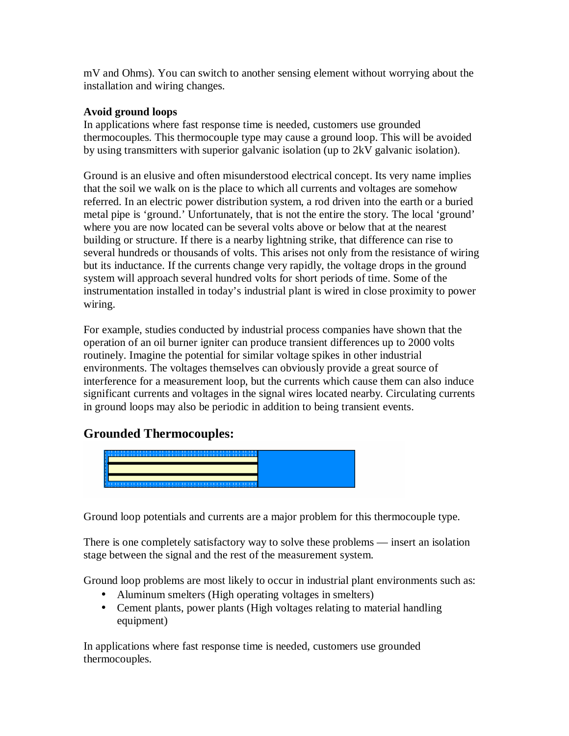mV and Ohms). You can switch to another sensing element without worrying about the installation and wiring changes.

**Avoid ground loops**

In applications where fast response time is needed, customers use grounded thermocouples. This thermocouple type may cause a ground loop. This will be avoided by using transmitters with superior galvanic isolation (up to 2kV galvanic isolation).

Ground is an elusive and often misunderstood electrical concept. Its very name implies that the soil we walk on is the place to which all currents and voltages are somehow referred. In an electric power distribution system, a rod driven into the earth or a buried metal pipe is 'ground.' Unfortunately, that is not the entire the story. The local 'ground' where you are now located can be several volts above or below that at the nearest building or structure. If there is a nearby lightning strike, that difference can rise to several hundreds or thousands of volts. This arises not only from the resistance of wiring but its inductance. If the currents change very rapidly, the voltage drops in the ground system will approach several hundred volts for short periods of time. Some of the instrumentation installed in today's industrial plant is wired in close proximity to power wiring.

For example, studies conducted by industrial process companies have shown that the operation of an oil burner igniter can produce transient differences up to 2000 volts routinely. Imagine the potential for similar voltage spikes in other industrial environments. The voltages themselves can obviously provide a great source of interference for a measurement loop, but the currents which cause them can also induce significant currents and voltages in the signal wires located nearby. Circulating currents in ground loops may also be periodic in addition to being transient events.

## Grounded Thermocouples:

Ground loop potentials and currents are a major problem for this thermocouple type.

There is one completely satisfactory way to solve these problems — insert an isolation stage between the signal and the rest of the measurement system.

Ground loop problems are most likely to occur in industrial plant environments such as:

- Aluminum smelters (High operating voltages in smelters)
- Cement plants, power plants (High voltages relating to material handling equipment)

In applications where fast response time is needed, customers use grounded thermocouples.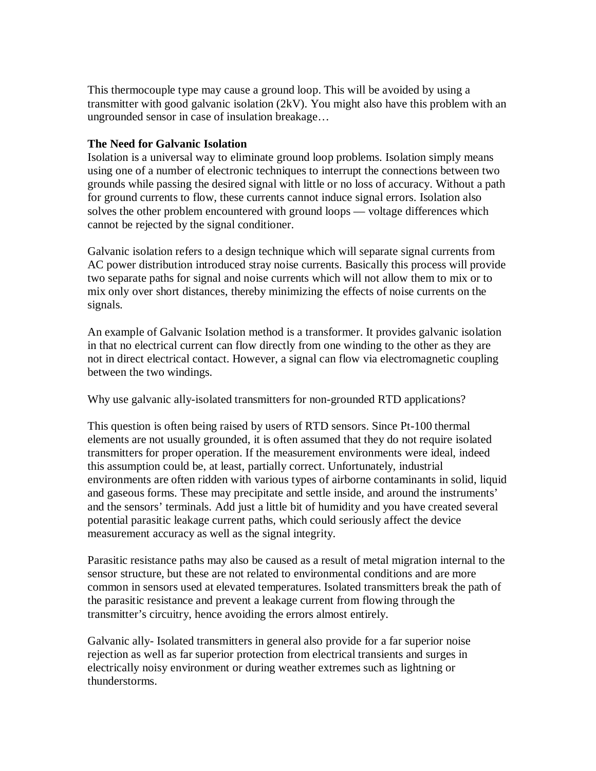This thermocouple type may cause a ground loop. This will be avoided by using a transmitter with good galvanic isolation (2kV). You might also have this problem with an ungrounded sensor in case of insulation breakage…

**The Need for Galvanic Isolation**

Isolation is a universal way to eliminate ground loop problems. Isolation simply means using one of a number of electronic techniques to interrupt the connections between two grounds while passing the desired signal with little or no loss of accuracy. Without a path for ground currents to flow, these currents cannot induce signal errors. Isolation also solves the other problem encountered with ground loops — voltage differences which cannot be rejected by the signal conditioner.

Galvanic isolation refers to a design technique which will separate signal currents from AC power distribution introduced stray noise currents. Basically this process will provide two separate paths for signal and noise currents which will not allow them to mix or to mix only over short distances, thereby minimizing the effects of noise currents on the signals.

An example of Galvanic Isolation method is a transformer. It provides galvanic isolation in that no electrical current can flow directly from one winding to the other as they are not in direct electrical contact. However, a signal can flow via electromagnetic coupling between the two windings.

Why use galvanic ally-isolated transmitters for non-grounded RTD applications?

This question is often being raised by users of RTD sensors. Since Pt-100 thermal elements are not usually grounded, it is often assumed that they do not require isolated transmitters for proper operation. If the measurement environments were ideal, indeed this assumption could be, at least, partially correct. Unfortunately, industrial environments are often ridden with various types of airborne contaminants in solid, liquid and gaseous forms. These may precipitate and settle inside, and around the instruments' and the sensors' terminals. Add just a little bit of humidity and you have created several potential parasitic leakage current paths, which could seriously affect the device measurement accuracy as well as the signal integrity.

Parasitic resistance paths may also be caused as a result of metal migration internal to the sensor structure, but these are not related to environmental conditions and are more common in sensors used at elevated temperatures. Isolated transmitters break the path of the parasitic resistance and prevent a leakage current from flowing through the transmitter's circuitry, hence avoiding the errors almost entirely.

Galvanic ally- Isolated transmitters in general also provide for a far superior noise rejection as well as far superior protection from electrical transients and surges in electrically noisy environment or during weather extremes such as lightning or thunderstorms.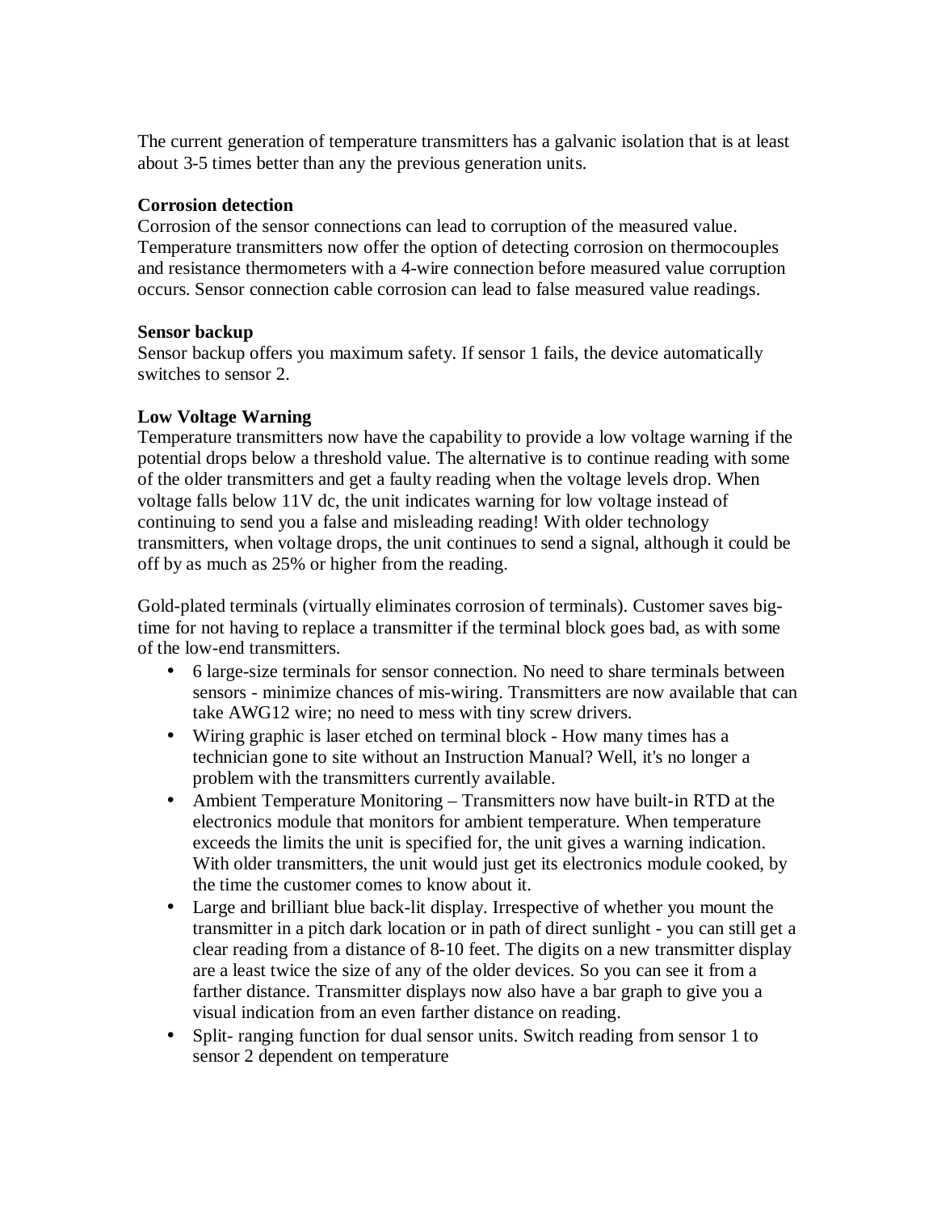The current generation of temperature transmitters has a galvanic isolation that is at least about 3-5 times better than any the previous generation units.

**Corrosion detection**
Corrosion of the sensor connections can lead to corruption of the measured value. Temperature transmitters now offer the option of detecting corrosion on thermocouples and resistance thermometers with a 4-wire connection before measured value corruption occurs. Sensor connection cable corrosion can lead to false measured value readings.

**Sensor backup**
Sensor backup offers you maximum safety. If sensor 1 fails, the device automatically switches to sensor 2.

**Low Voltage Warning**
Temperature transmitters now have the capability to provide a low voltage warning if the potential drops below a threshold value. The alternative is to continue reading with some of the older transmitters and get a faulty reading when the voltage levels drop. When voltage falls below 11V dc, the unit indicates warning for low voltage instead of continuing to send you a false and misleading reading! With older technology transmitters, when voltage drops, the unit continues to send a signal, although it could be off by as much as 25% or higher from the reading.

Gold-plated terminals (virtually eliminates corrosion of terminals). Customer saves big-time for not having to replace a transmitter if the terminal block goes bad, as with some of the low-end transmitters.

- 6 large-size terminals for sensor connection. No need to share terminals between sensors - minimize chances of mis-wiring. Transmitters are now available that can take AWG12 wire; no need to mess with tiny screw drivers.
- Wiring graphic is laser etched on terminal block - How many times has a technician gone to site without an Instruction Manual? Well, it's no longer a problem with the transmitters currently available.
- Ambient Temperature Monitoring – Transmitters now have built-in RTD at the electronics module that monitors for ambient temperature. When temperature exceeds the limits the unit is specified for, the unit gives a warning indication. With older transmitters, the unit would just get its electronics module cooked, by the time the customer comes to know about it.
- Large and brilliant blue back-lit display. Irrespective of whether you mount the transmitter in a pitch dark location or in path of direct sunlight - you can still get a clear reading from a distance of 8-10 feet. The digits on a new transmitter display are a least twice the size of any of the older devices. So you can see it from a farther distance. Transmitter displays now also have a bar graph to give you a visual indication from an even farther distance on reading.
- Split- ranging function for dual sensor units. Switch reading from sensor 1 to sensor 2 dependent on temperature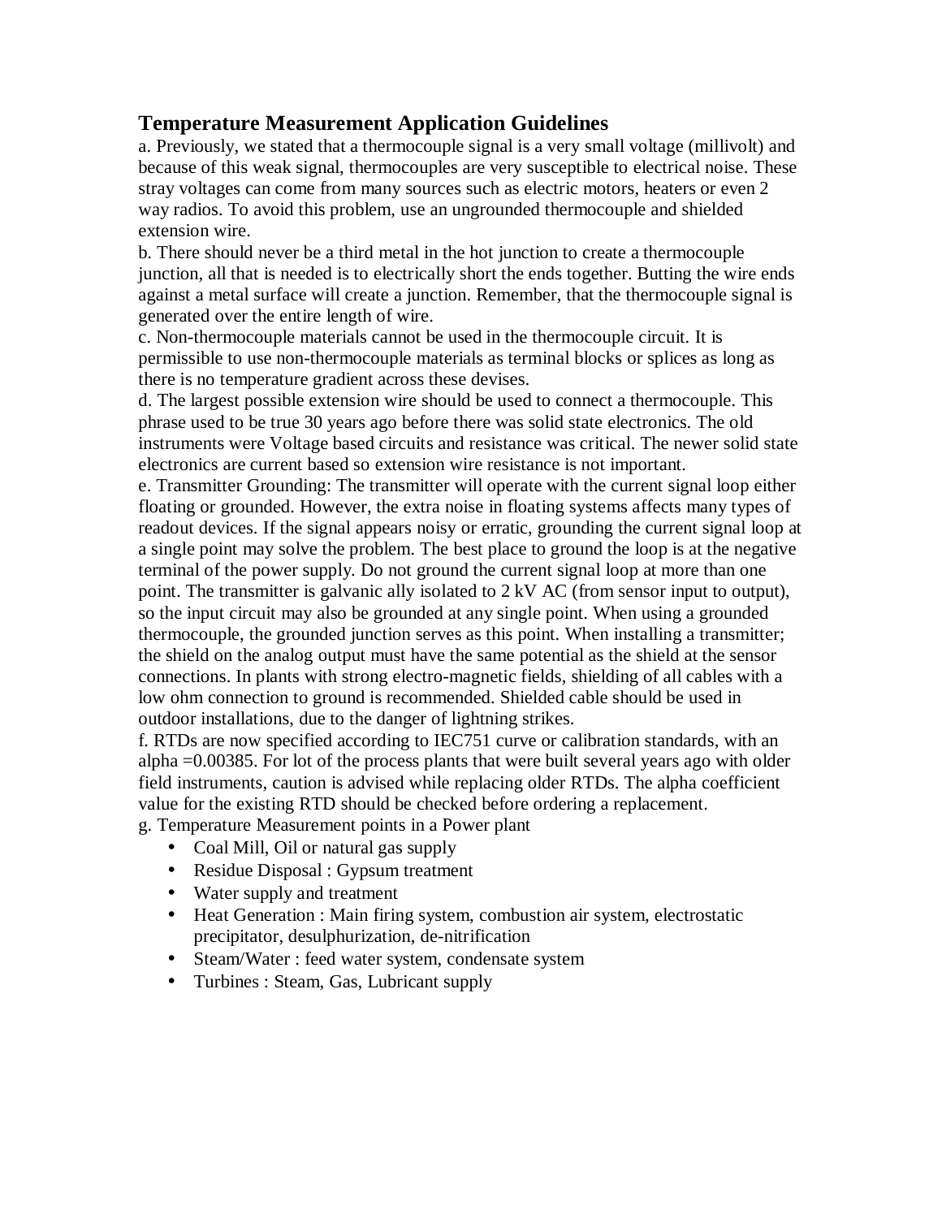## Temperature Measurement Application Guidelines

a. Previously, we stated that a thermocouple signal is a very small voltage (millivolt) and because of this weak signal, thermocouples are very susceptible to electrical noise. These stray voltages can come from many sources such as electric motors, heaters or even 2 way radios. To avoid this problem, use an ungrounded thermocouple and shielded extension wire.

b. There should never be a third metal in the hot junction to create a thermocouple junction, all that is needed is to electrically short the ends together. Butting the wire ends against a metal surface will create a junction. Remember, that the thermocouple signal is generated over the entire length of wire.

c. Non-thermocouple materials cannot be used in the thermocouple circuit. It is permissible to use non-thermocouple materials as terminal blocks or splices as long as there is no temperature gradient across these devises.

d. The largest possible extension wire should be used to connect a thermocouple. This phrase used to be true 30 years ago before there was solid state electronics. The old instruments were Voltage based circuits and resistance was critical. The newer solid state electronics are current based so extension wire resistance is not important.

e. Transmitter Grounding: The transmitter will operate with the current signal loop either floating or grounded. However, the extra noise in floating systems affects many types of readout devices. If the signal appears noisy or erratic, grounding the current signal loop at a single point may solve the problem. The best place to ground the loop is at the negative terminal of the power supply. Do not ground the current signal loop at more than one point. The transmitter is galvanic ally isolated to 2 kV AC (from sensor input to output), so the input circuit may also be grounded at any single point. When using a grounded thermocouple, the grounded junction serves as this point. When installing a transmitter; the shield on the analog output must have the same potential as the shield at the sensor connections. In plants with strong electro-magnetic fields, shielding of all cables with a low ohm connection to ground is recommended. Shielded cable should be used in outdoor installations, due to the danger of lightning strikes.

f. RTDs are now specified according to IEC751 curve or calibration standards, with an alpha =0.00385. For lot of the process plants that were built several years ago with older field instruments, caution is advised while replacing older RTDs. The alpha coefficient value for the existing RTD should be checked before ordering a replacement.

g. Temperature Measurement points in a Power plant

- Coal Mill, Oil or natural gas supply
- Residue Disposal : Gypsum treatment
- Water supply and treatment
- Heat Generation : Main firing system, combustion air system, electrostatic precipitator, desulphurization, de-nitrification
- Steam/Water : feed water system, condensate system
- Turbines : Steam, Gas, Lubricant supply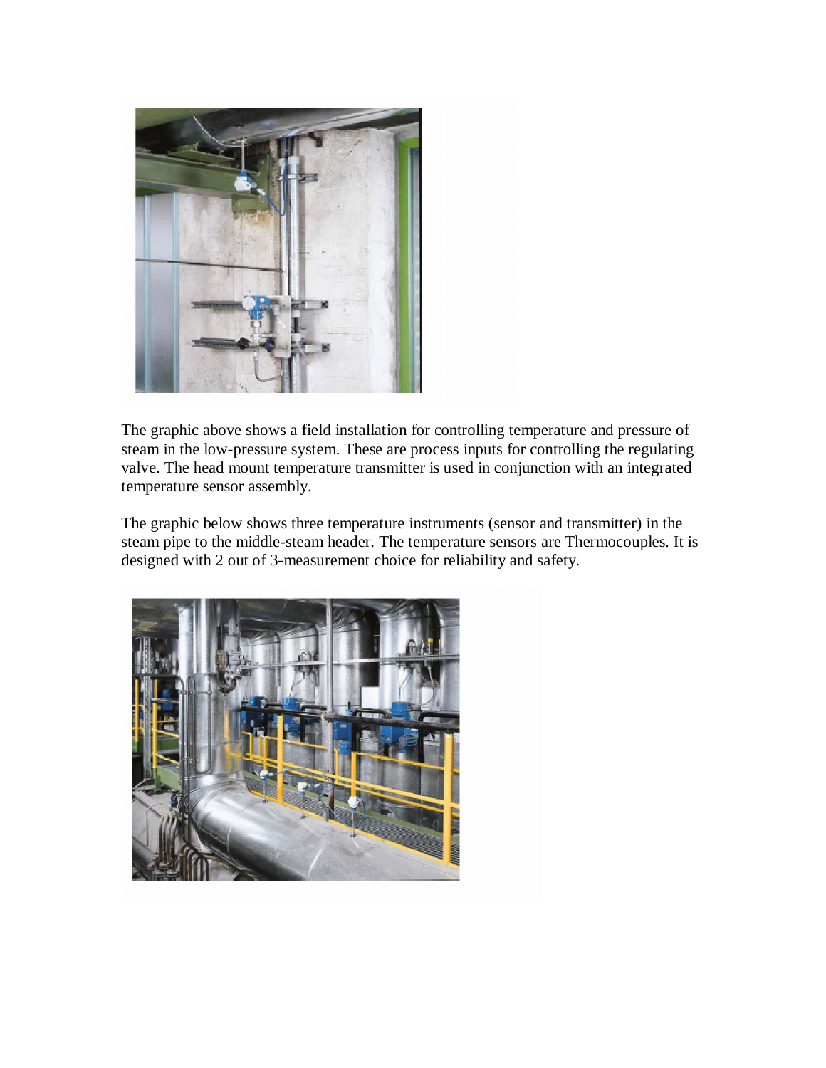The graphic above shows a field installation for controlling temperature and pressure of steam in the low-pressure system. These are process inputs for controlling the regulating valve. The head mount temperature transmitter is used in conjunction with an integrated temperature sensor assembly.

The graphic below shows three temperature instruments (sensor and transmitter) in the steam pipe to the middle-steam header. The temperature sensors are Thermocouples. It is designed with 2 out of 3-measurement choice for reliability and safety.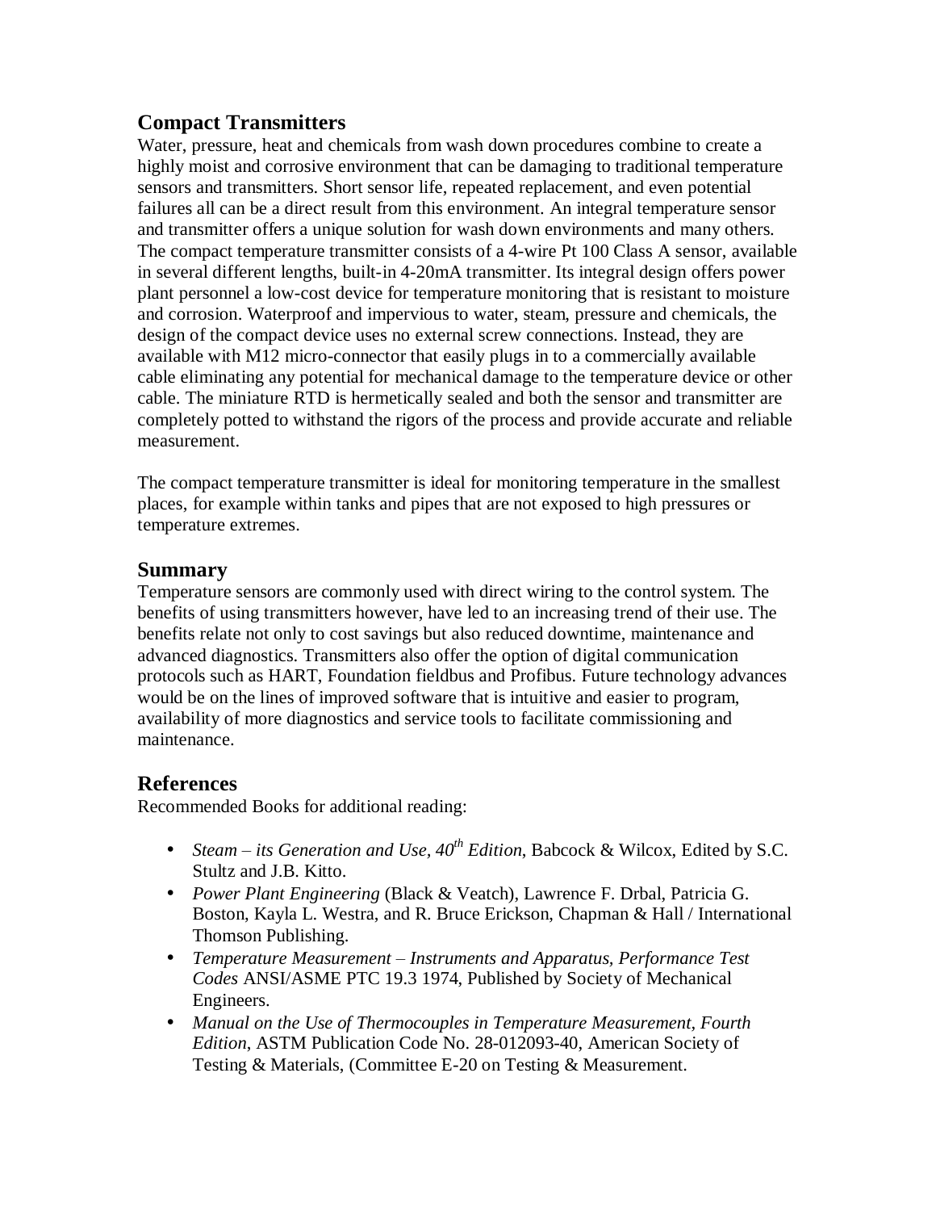## Compact Transmitters

Water, pressure, heat and chemicals from wash down procedures combine to create a highly moist and corrosive environment that can be damaging to traditional temperature sensors and transmitters. Short sensor life, repeated replacement, and even potential failures all can be a direct result from this environment. An integral temperature sensor and transmitter offers a unique solution for wash down environments and many others. The compact temperature transmitter consists of a 4-wire Pt 100 Class A sensor, available in several different lengths, built-in 4-20mA transmitter. Its integral design offers power plant personnel a low-cost device for temperature monitoring that is resistant to moisture and corrosion. Waterproof and impervious to water, steam, pressure and chemicals, the design of the compact device uses no external screw connections. Instead, they are available with M12 micro-connector that easily plugs in to a commercially available cable eliminating any potential for mechanical damage to the temperature device or other cable. The miniature RTD is hermetically sealed and both the sensor and transmitter are completely potted to withstand the rigors of the process and provide accurate and reliable measurement.

The compact temperature transmitter is ideal for monitoring temperature in the smallest places, for example within tanks and pipes that are not exposed to high pressures or temperature extremes.

## Summary

Temperature sensors are commonly used with direct wiring to the control system. The benefits of using transmitters however, have led to an increasing trend of their use. The benefits relate not only to cost savings but also reduced downtime, maintenance and advanced diagnostics. Transmitters also offer the option of digital communication protocols such as HART, Foundation fieldbus and Profibus. Future technology advances would be on the lines of improved software that is intuitive and easier to program, availability of more diagnostics and service tools to facilitate commissioning and maintenance.

## References

Recommended Books for additional reading:

- *Steam – its Generation and Use, 40th Edition*, Babcock & Wilcox, Edited by S.C. Stultz and J.B. Kitto.
- *Power Plant Engineering* (Black & Veatch), Lawrence F. Drbal, Patricia G. Boston, Kayla L. Westra, and R. Bruce Erickson, Chapman & Hall / International Thomson Publishing.
- *Temperature Measurement – Instruments and Apparatus, Performance Test Codes* ANSI/ASME PTC 19.3 1974, Published by Society of Mechanical Engineers.
- *Manual on the Use of Thermocouples in Temperature Measurement, Fourth Edition*, ASTM Publication Code No. 28-012093-40, American Society of Testing & Materials, (Committee E-20 on Testing & Measurement.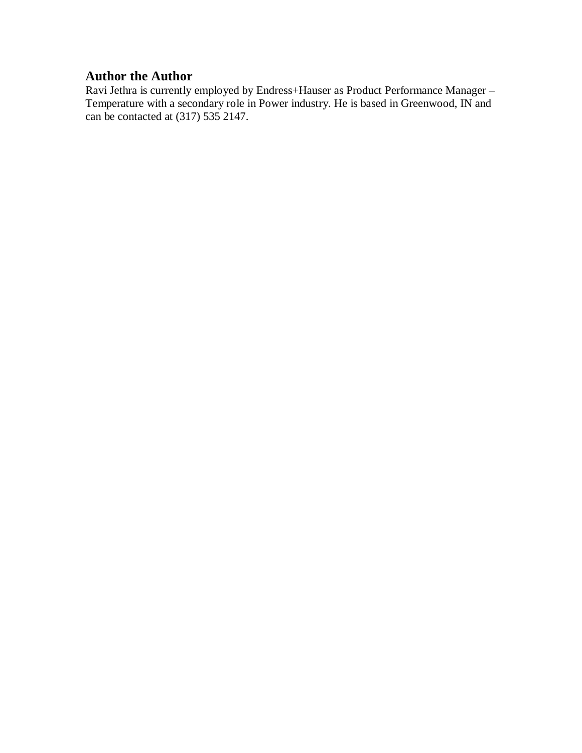## Author the Author

Ravi Jethra is currently employed by Endress+Hauser as Product Performance Manager – Temperature with a secondary role in Power industry. He is based in Greenwood, IN and can be contacted at (317) 535 2147.